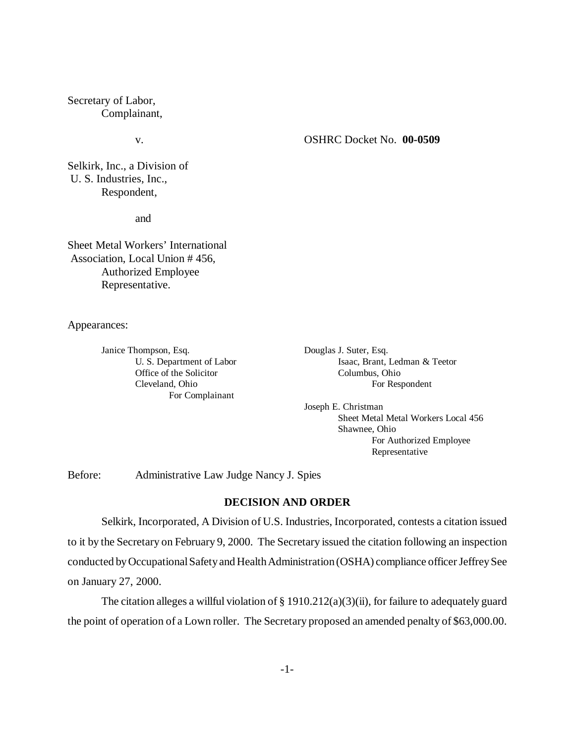Secretary of Labor,
Complainant,

v. OSHRC Docket No. **00-0509**

Selkirk, Inc., a Division of
U. S. Industries, Inc.,
Respondent,

and

Sheet Metal Workers' International
Association, Local Union # 456,
Authorized Employee
Representative.

Appearances:

Janice Thompson, Esq.
U. S. Department of Labor
Office of the Solicitor
Cleveland, Ohio
For Complainant

Douglas J. Suter, Esq.
Isaac, Brant, Ledman & Teetor
Columbus, Ohio
For Respondent

Joseph E. Christman
Sheet Metal Metal Workers Local 456
Shawnee, Ohio
For Authorized Employee Representative

Before: Administrative Law Judge Nancy J. Spies

## DECISION AND ORDER

Selkirk, Incorporated, A Division of U.S. Industries, Incorporated, contests a citation issued to it by the Secretary on February 9, 2000. The Secretary issued the citation following an inspection conducted by Occupational Safety and Health Administration (OSHA) compliance officer Jeffrey See on January 27, 2000.

The citation alleges a willful violation of § 1910.212(a)(3)(ii), for failure to adequately guard the point of operation of a Lown roller. The Secretary proposed an amended penalty of $63,000.00.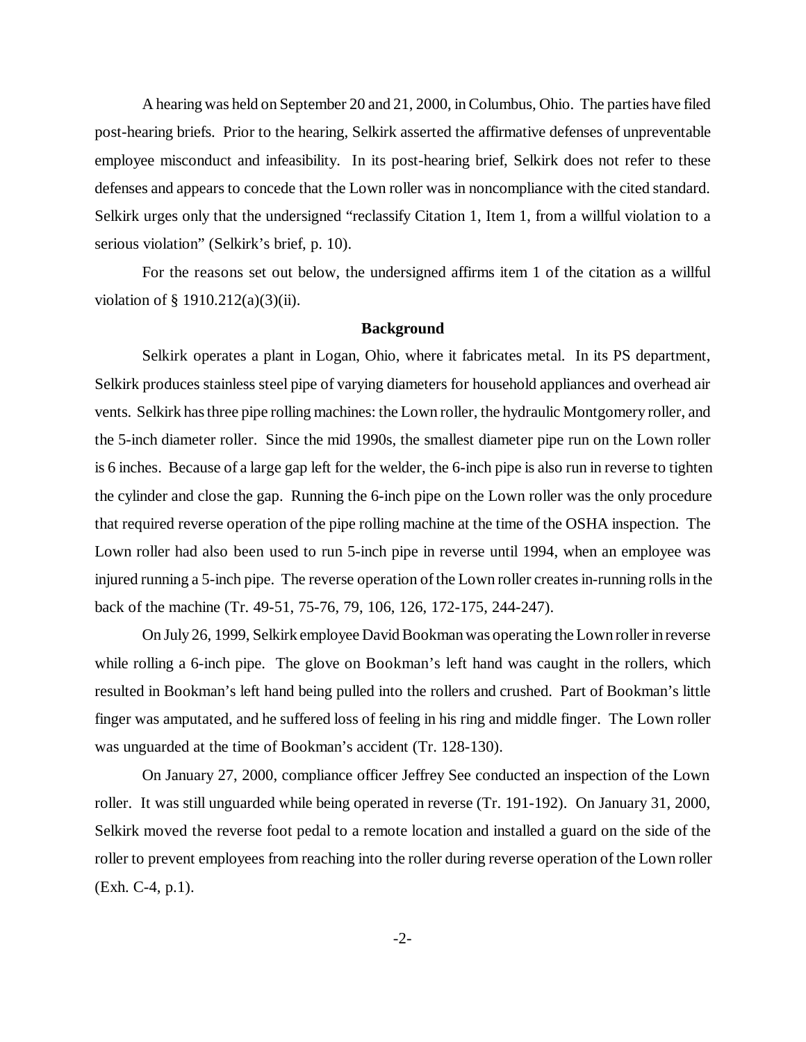A hearing was held on September 20 and 21, 2000, in Columbus, Ohio. The parties have filed post-hearing briefs. Prior to the hearing, Selkirk asserted the affirmative defenses of unpreventable employee misconduct and infeasibility. In its post-hearing brief, Selkirk does not refer to these defenses and appears to concede that the Lown roller was in noncompliance with the cited standard. Selkirk urges only that the undersigned "reclassify Citation 1, Item 1, from a willful violation to a serious violation" (Selkirk's brief, p. 10).

For the reasons set out below, the undersigned affirms item 1 of the citation as a willful violation of § 1910.212(a)(3)(ii).

**Background**

Selkirk operates a plant in Logan, Ohio, where it fabricates metal. In its PS department, Selkirk produces stainless steel pipe of varying diameters for household appliances and overhead air vents. Selkirk has three pipe rolling machines: the Lown roller, the hydraulic Montgomery roller, and the 5-inch diameter roller. Since the mid 1990s, the smallest diameter pipe run on the Lown roller is 6 inches. Because of a large gap left for the welder, the 6-inch pipe is also run in reverse to tighten the cylinder and close the gap. Running the 6-inch pipe on the Lown roller was the only procedure that required reverse operation of the pipe rolling machine at the time of the OSHA inspection. The Lown roller had also been used to run 5-inch pipe in reverse until 1994, when an employee was injured running a 5-inch pipe. The reverse operation of the Lown roller creates in-running rolls in the back of the machine (Tr. 49-51, 75-76, 79, 106, 126, 172-175, 244-247).

On July 26, 1999, Selkirk employee David Bookman was operating the Lown roller in reverse while rolling a 6-inch pipe. The glove on Bookman's left hand was caught in the rollers, which resulted in Bookman's left hand being pulled into the rollers and crushed. Part of Bookman's little finger was amputated, and he suffered loss of feeling in his ring and middle finger. The Lown roller was unguarded at the time of Bookman's accident (Tr. 128-130).

On January 27, 2000, compliance officer Jeffrey See conducted an inspection of the Lown roller. It was still unguarded while being operated in reverse (Tr. 191-192). On January 31, 2000, Selkirk moved the reverse foot pedal to a remote location and installed a guard on the side of the roller to prevent employees from reaching into the roller during reverse operation of the Lown roller (Exh. C-4, p.1).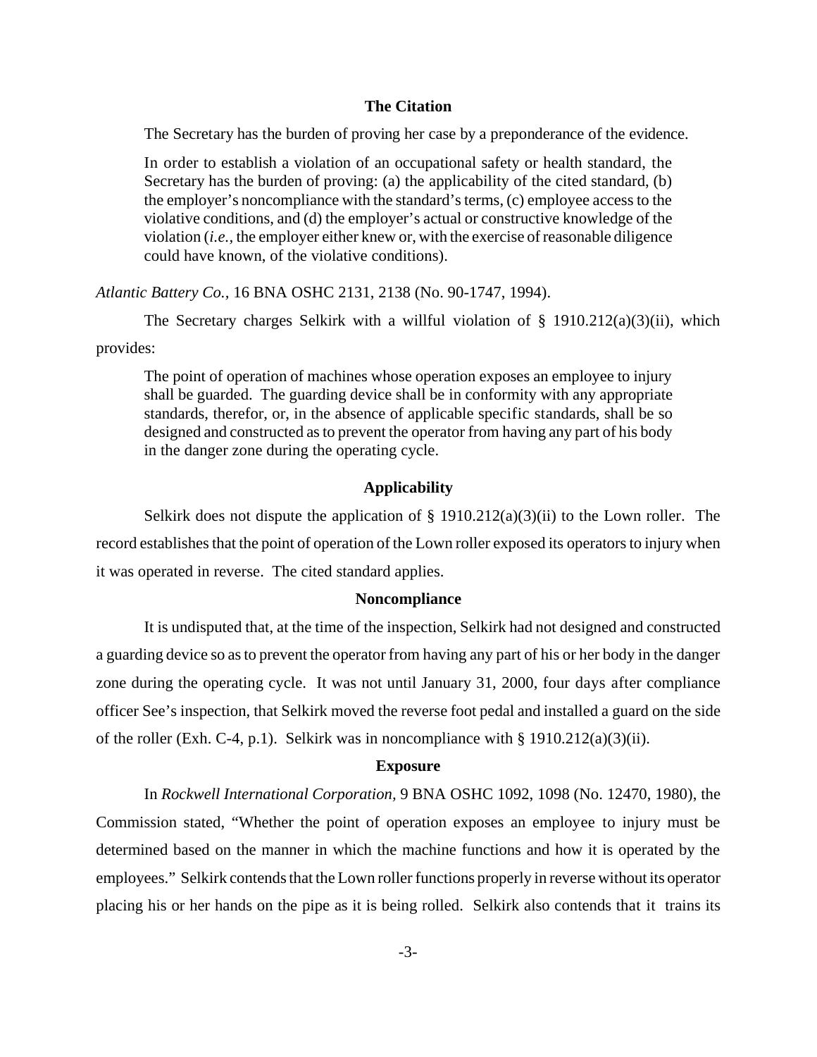### The Citation

The Secretary has the burden of proving her case by a preponderance of the evidence.

> In order to establish a violation of an occupational safety or health standard, the Secretary has the burden of proving: (a) the applicability of the cited standard, (b) the employer's noncompliance with the standard's terms, (c) employee access to the violative conditions, and (d) the employer's actual or constructive knowledge of the violation (*i.e.*, the employer either knew or, with the exercise of reasonable diligence could have known, of the violative conditions).

*Atlantic Battery Co.*, 16 BNA OSHC 2131, 2138 (No. 90-1747, 1994).

The Secretary charges Selkirk with a willful violation of § 1910.212(a)(3)(ii), which provides:

> The point of operation of machines whose operation exposes an employee to injury shall be guarded. The guarding device shall be in conformity with any appropriate standards, therefor, or, in the absence of applicable specific standards, shall be so designed and constructed as to prevent the operator from having any part of his body in the danger zone during the operating cycle.

### Applicability

Selkirk does not dispute the application of § 1910.212(a)(3)(ii) to the Lown roller. The record establishes that the point of operation of the Lown roller exposed its operators to injury when it was operated in reverse. The cited standard applies.

### Noncompliance

It is undisputed that, at the time of the inspection, Selkirk had not designed and constructed a guarding device so as to prevent the operator from having any part of his or her body in the danger zone during the operating cycle. It was not until January 31, 2000, four days after compliance officer See's inspection, that Selkirk moved the reverse foot pedal and installed a guard on the side of the roller (Exh. C-4, p.1). Selkirk was in noncompliance with § 1910.212(a)(3)(ii).

### Exposure

In *Rockwell International Corporation*, 9 BNA OSHC 1092, 1098 (No. 12470, 1980), the Commission stated, "Whether the point of operation exposes an employee to injury must be determined based on the manner in which the machine functions and how it is operated by the employees." Selkirk contends that the Lown roller functions properly in reverse without its operator placing his or her hands on the pipe as it is being rolled. Selkirk also contends that it trains its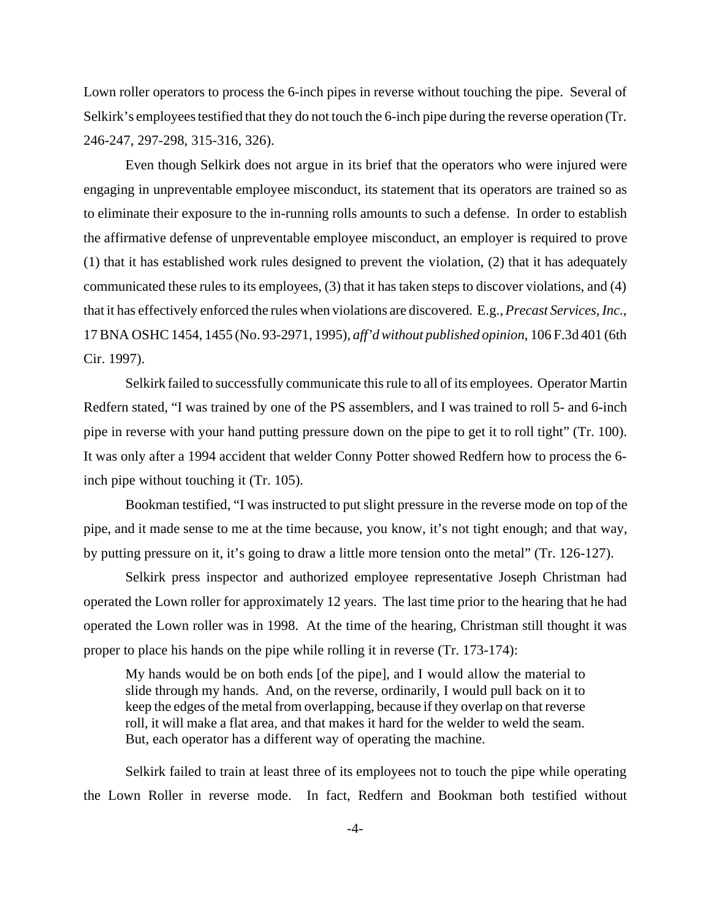Lown roller operators to process the 6-inch pipes in reverse without touching the pipe. Several of Selkirk's employees testified that they do not touch the 6-inch pipe during the reverse operation (Tr. 246-247, 297-298, 315-316, 326).

Even though Selkirk does not argue in its brief that the operators who were injured were engaging in unpreventable employee misconduct, its statement that its operators are trained so as to eliminate their exposure to the in-running rolls amounts to such a defense. In order to establish the affirmative defense of unpreventable employee misconduct, an employer is required to prove (1) that it has established work rules designed to prevent the violation, (2) that it has adequately communicated these rules to its employees, (3) that it has taken steps to discover violations, and (4) that it has effectively enforced the rules when violations are discovered. E.g., *Precast Services, Inc.*, 17 BNA OSHC 1454, 1455 (No. 93-2971, 1995), *aff'd without published opinion*, 106 F.3d 401 (6th Cir. 1997).

Selkirk failed to successfully communicate this rule to all of its employees. Operator Martin Redfern stated, "I was trained by one of the PS assemblers, and I was trained to roll 5- and 6-inch pipe in reverse with your hand putting pressure down on the pipe to get it to roll tight" (Tr. 100). It was only after a 1994 accident that welder Conny Potter showed Redfern how to process the 6-inch pipe without touching it (Tr. 105).

Bookman testified, "I was instructed to put slight pressure in the reverse mode on top of the pipe, and it made sense to me at the time because, you know, it's not tight enough; and that way, by putting pressure on it, it's going to draw a little more tension onto the metal" (Tr. 126-127).

Selkirk press inspector and authorized employee representative Joseph Christman had operated the Lown roller for approximately 12 years. The last time prior to the hearing that he had operated the Lown roller was in 1998. At the time of the hearing, Christman still thought it was proper to place his hands on the pipe while rolling it in reverse (Tr. 173-174):

> My hands would be on both ends [of the pipe], and I would allow the material to slide through my hands. And, on the reverse, ordinarily, I would pull back on it to keep the edges of the metal from overlapping, because if they overlap on that reverse roll, it will make a flat area, and that makes it hard for the welder to weld the seam. But, each operator has a different way of operating the machine.

Selkirk failed to train at least three of its employees not to touch the pipe while operating the Lown Roller in reverse mode. In fact, Redfern and Bookman both testified without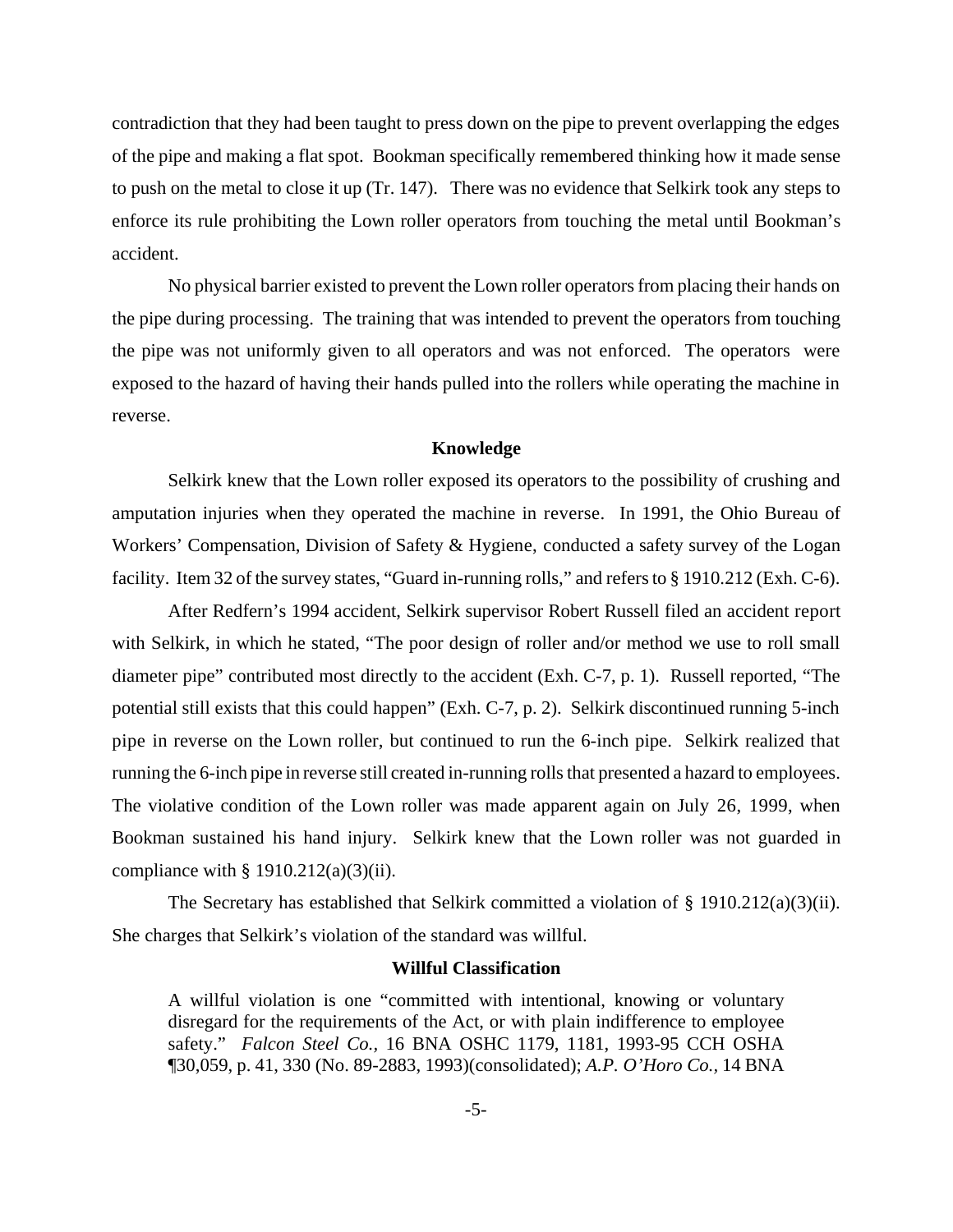contradiction that they had been taught to press down on the pipe to prevent overlapping the edges of the pipe and making a flat spot. Bookman specifically remembered thinking how it made sense to push on the metal to close it up (Tr. 147). There was no evidence that Selkirk took any steps to enforce its rule prohibiting the Lown roller operators from touching the metal until Bookman's accident.

No physical barrier existed to prevent the Lown roller operators from placing their hands on the pipe during processing. The training that was intended to prevent the operators from touching the pipe was not uniformly given to all operators and was not enforced. The operators were exposed to the hazard of having their hands pulled into the rollers while operating the machine in reverse.

### Knowledge

Selkirk knew that the Lown roller exposed its operators to the possibility of crushing and amputation injuries when they operated the machine in reverse. In 1991, the Ohio Bureau of Workers' Compensation, Division of Safety & Hygiene, conducted a safety survey of the Logan facility. Item 32 of the survey states, "Guard in-running rolls," and refers to § 1910.212 (Exh. C-6).

After Redfern's 1994 accident, Selkirk supervisor Robert Russell filed an accident report with Selkirk, in which he stated, "The poor design of roller and/or method we use to roll small diameter pipe" contributed most directly to the accident (Exh. C-7, p. 1). Russell reported, "The potential still exists that this could happen" (Exh. C-7, p. 2). Selkirk discontinued running 5-inch pipe in reverse on the Lown roller, but continued to run the 6-inch pipe. Selkirk realized that running the 6-inch pipe in reverse still created in-running rolls that presented a hazard to employees. The violative condition of the Lown roller was made apparent again on July 26, 1999, when Bookman sustained his hand injury. Selkirk knew that the Lown roller was not guarded in compliance with § 1910.212(a)(3)(ii).

The Secretary has established that Selkirk committed a violation of § 1910.212(a)(3)(ii). She charges that Selkirk's violation of the standard was willful.

### Willful Classification

> A willful violation is one "committed with intentional, knowing or voluntary disregard for the requirements of the Act, or with plain indifference to employee safety." *Falcon Steel Co.,* 16 BNA OSHC 1179, 1181, 1993-95 CCH OSHA ¶30,059, p. 41, 330 (No. 89-2883, 1993)(consolidated); *A.P. O'Horo Co.,* 14 BNA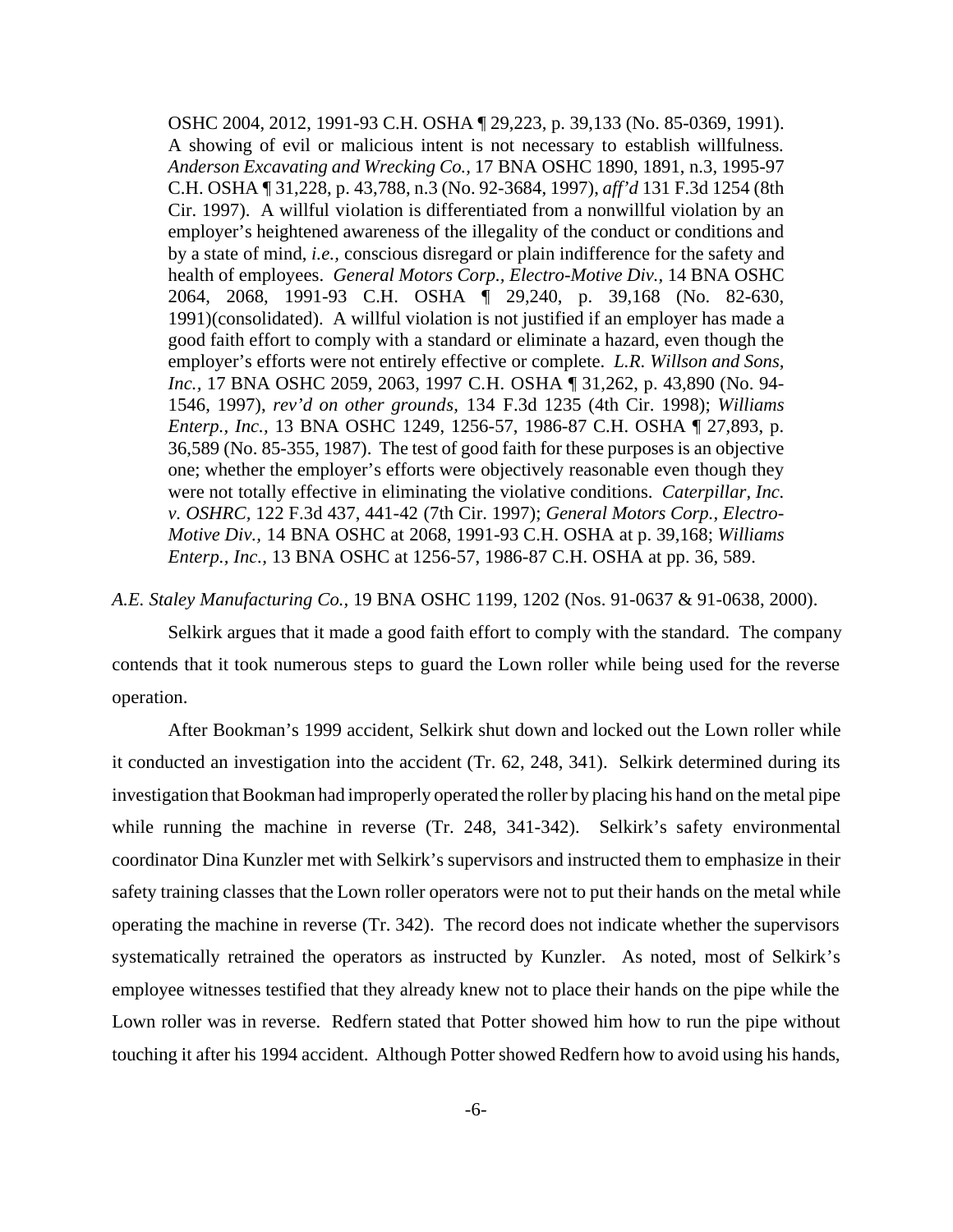OSHC 2004, 2012, 1991-93 C.H. OSHA ¶ 29,223, p. 39,133 (No. 85-0369, 1991). A showing of evil or malicious intent is not necessary to establish willfulness. *Anderson Excavating and Wrecking Co.,* 17 BNA OSHC 1890, 1891, n.3, 1995-97 C.H. OSHA ¶ 31,228, p. 43,788, n.3 (No. 92-3684, 1997), *aff'd* 131 F.3d 1254 (8th Cir. 1997). A willful violation is differentiated from a nonwillful violation by an employer's heightened awareness of the illegality of the conduct or conditions and by a state of mind, *i.e.,* conscious disregard or plain indifference for the safety and health of employees. *General Motors Corp., Electro-Motive Div.,* 14 BNA OSHC 2064, 2068, 1991-93 C.H. OSHA ¶ 29,240, p. 39,168 (No. 82-630, 1991)(consolidated). A willful violation is not justified if an employer has made a good faith effort to comply with a standard or eliminate a hazard, even though the employer's efforts were not entirely effective or complete. *L.R. Willson and Sons, Inc.,* 17 BNA OSHC 2059, 2063, 1997 C.H. OSHA ¶ 31,262, p. 43,890 (No. 94-1546, 1997), *rev'd on other grounds,* 134 F.3d 1235 (4th Cir. 1998); *Williams Enterp., Inc.,* 13 BNA OSHC 1249, 1256-57, 1986-87 C.H. OSHA ¶ 27,893, p. 36,589 (No. 85-355, 1987). The test of good faith for these purposes is an objective one; whether the employer's efforts were objectively reasonable even though they were not totally effective in eliminating the violative conditions. *Caterpillar, Inc. v. OSHRC*, 122 F.3d 437, 441-42 (7th Cir. 1997); *General Motors Corp., Electro-Motive Div.,* 14 BNA OSHC at 2068, 1991-93 C.H. OSHA at p. 39,168; *Williams Enterp., Inc.,* 13 BNA OSHC at 1256-57, 1986-87 C.H. OSHA at pp. 36, 589.

*A.E. Staley Manufacturing Co.*, 19 BNA OSHC 1199, 1202 (Nos. 91-0637 & 91-0638, 2000).

Selkirk argues that it made a good faith effort to comply with the standard. The company contends that it took numerous steps to guard the Lown roller while being used for the reverse operation.

After Bookman's 1999 accident, Selkirk shut down and locked out the Lown roller while it conducted an investigation into the accident (Tr. 62, 248, 341). Selkirk determined during its investigation that Bookman had improperly operated the roller by placing his hand on the metal pipe while running the machine in reverse (Tr. 248, 341-342). Selkirk's safety environmental coordinator Dina Kunzler met with Selkirk's supervisors and instructed them to emphasize in their safety training classes that the Lown roller operators were not to put their hands on the metal while operating the machine in reverse (Tr. 342). The record does not indicate whether the supervisors systematically retrained the operators as instructed by Kunzler. As noted, most of Selkirk's employee witnesses testified that they already knew not to place their hands on the pipe while the Lown roller was in reverse. Redfern stated that Potter showed him how to run the pipe without touching it after his 1994 accident. Although Potter showed Redfern how to avoid using his hands,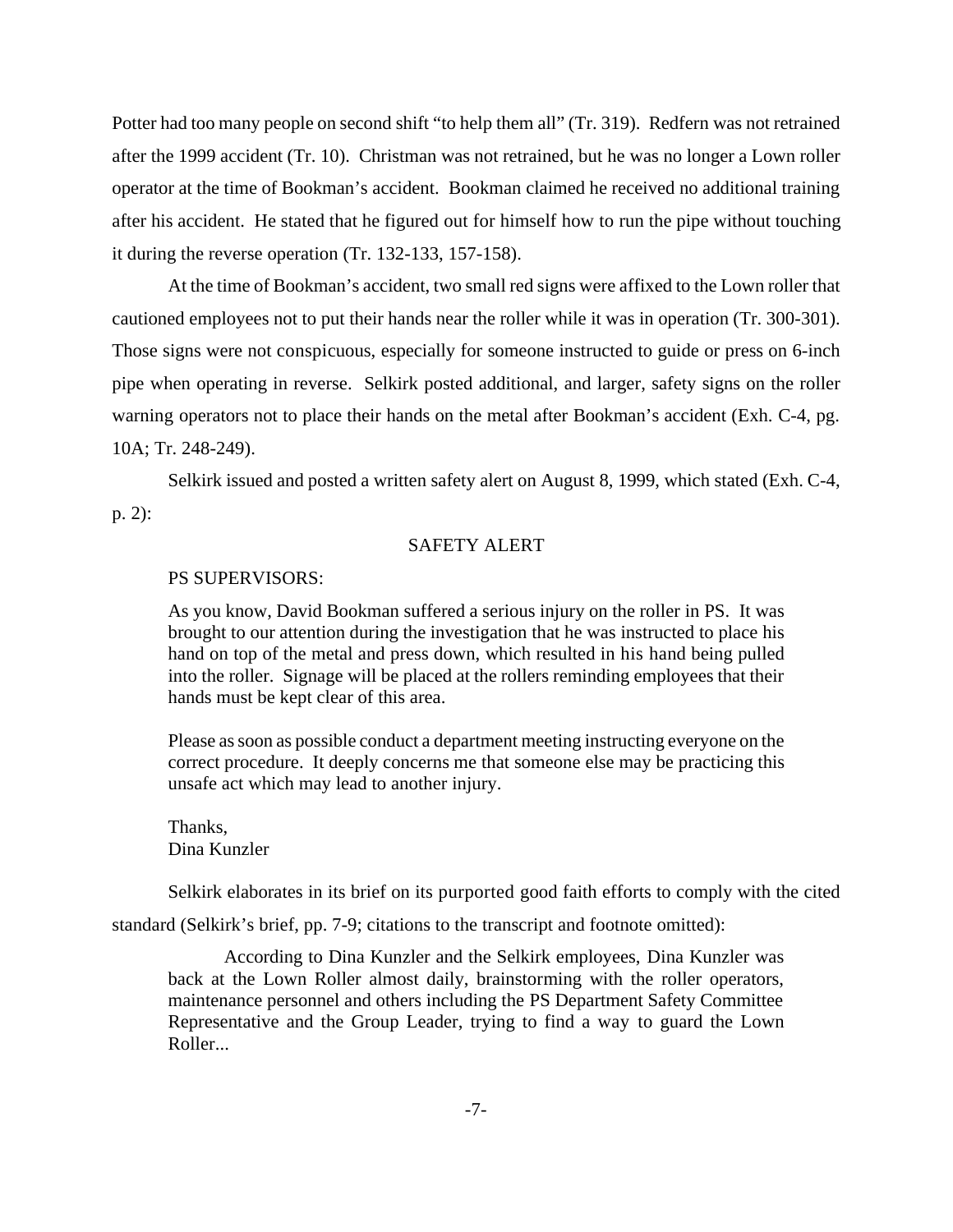Potter had too many people on second shift "to help them all" (Tr. 319). Redfern was not retrained after the 1999 accident (Tr. 10). Christman was not retrained, but he was no longer a Lown roller operator at the time of Bookman's accident. Bookman claimed he received no additional training after his accident. He stated that he figured out for himself how to run the pipe without touching it during the reverse operation (Tr. 132-133, 157-158).

At the time of Bookman's accident, two small red signs were affixed to the Lown roller that cautioned employees not to put their hands near the roller while it was in operation (Tr. 300-301). Those signs were not conspicuous, especially for someone instructed to guide or press on 6-inch pipe when operating in reverse. Selkirk posted additional, and larger, safety signs on the roller warning operators not to place their hands on the metal after Bookman's accident (Exh. C-4, pg. 10A; Tr. 248-249).

Selkirk issued and posted a written safety alert on August 8, 1999, which stated (Exh. C-4, p. 2):

> SAFETY ALERT
>
> PS SUPERVISORS:
>
> As you know, David Bookman suffered a serious injury on the roller in PS. It was brought to our attention during the investigation that he was instructed to place his hand on top of the metal and press down, which resulted in his hand being pulled into the roller. Signage will be placed at the rollers reminding employees that their hands must be kept clear of this area.
>
> Please as soon as possible conduct a department meeting instructing everyone on the correct procedure. It deeply concerns me that someone else may be practicing this unsafe act which may lead to another injury.
>
> Thanks,
> Dina Kunzler

Selkirk elaborates in its brief on its purported good faith efforts to comply with the cited standard (Selkirk's brief, pp. 7-9; citations to the transcript and footnote omitted):

> According to Dina Kunzler and the Selkirk employees, Dina Kunzler was back at the Lown Roller almost daily, brainstorming with the roller operators, maintenance personnel and others including the PS Department Safety Committee Representative and the Group Leader, trying to find a way to guard the Lown Roller...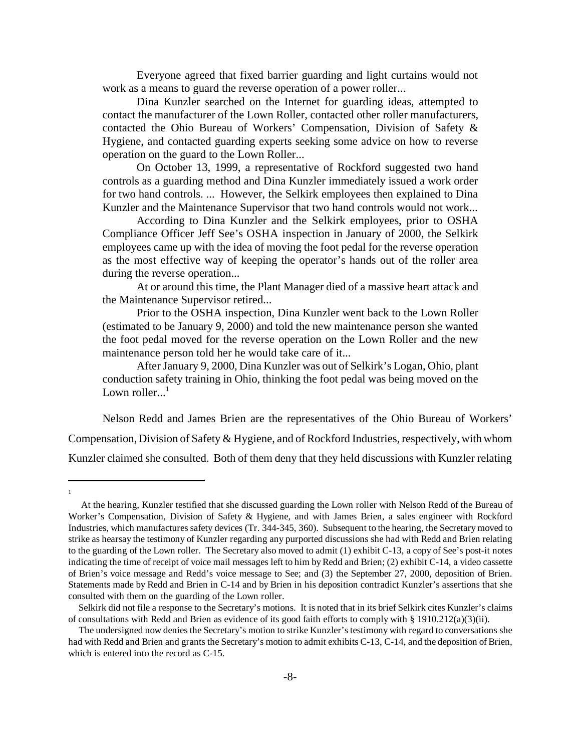Everyone agreed that fixed barrier guarding and light curtains would not work as a means to guard the reverse operation of a power roller...

Dina Kunzler searched on the Internet for guarding ideas, attempted to contact the manufacturer of the Lown Roller, contacted other roller manufacturers, contacted the Ohio Bureau of Workers' Compensation, Division of Safety & Hygiene, and contacted guarding experts seeking some advice on how to reverse operation on the guard to the Lown Roller...

On October 13, 1999, a representative of Rockford suggested two hand controls as a guarding method and Dina Kunzler immediately issued a work order for two hand controls. ... However, the Selkirk employees then explained to Dina Kunzler and the Maintenance Supervisor that two hand controls would not work...

According to Dina Kunzler and the Selkirk employees, prior to OSHA Compliance Officer Jeff See's OSHA inspection in January of 2000, the Selkirk employees came up with the idea of moving the foot pedal for the reverse operation as the most effective way of keeping the operator's hands out of the roller area during the reverse operation...

At or around this time, the Plant Manager died of a massive heart attack and the Maintenance Supervisor retired...

Prior to the OSHA inspection, Dina Kunzler went back to the Lown Roller (estimated to be January 9, 2000) and told the new maintenance person she wanted the foot pedal moved for the reverse operation on the Lown Roller and the new maintenance person told her he would take care of it...

After January 9, 2000, Dina Kunzler was out of Selkirk's Logan, Ohio, plant conduction safety training in Ohio, thinking the foot pedal was being moved on the Lown roller...[1]

Nelson Redd and James Brien are the representatives of the Ohio Bureau of Workers' Compensation, Division of Safety & Hygiene, and of Rockford Industries, respectively, with whom Kunzler claimed she consulted. Both of them deny that they held discussions with Kunzler relating

---

[1] At the hearing, Kunzler testified that she discussed guarding the Lown roller with Nelson Redd of the Bureau of Worker's Compensation, Division of Safety & Hygiene, and with James Brien, a sales engineer with Rockford Industries, which manufactures safety devices (Tr. 344-345, 360). Subsequent to the hearing, the Secretary moved to strike as hearsay the testimony of Kunzler regarding any purported discussions she had with Redd and Brien relating to the guarding of the Lown roller. The Secretary also moved to admit (1) exhibit C-13, a copy of See's post-it notes indicating the time of receipt of voice mail messages left to him by Redd and Brien; (2) exhibit C-14, a video cassette of Brien's voice message and Redd's voice message to See; and (3) the September 27, 2000, deposition of Brien. Statements made by Redd and Brien in C-14 and by Brien in his deposition contradict Kunzler's assertions that she consulted with them on the guarding of the Lown roller.

Selkirk did not file a response to the Secretary's motions. It is noted that in its brief Selkirk cites Kunzler's claims of consultations with Redd and Brien as evidence of its good faith efforts to comply with § 1910.212(a)(3)(ii).

The undersigned now denies the Secretary's motion to strike Kunzler's testimony with regard to conversations she had with Redd and Brien and grants the Secretary's motion to admit exhibits C-13, C-14, and the deposition of Brien, which is entered into the record as C-15.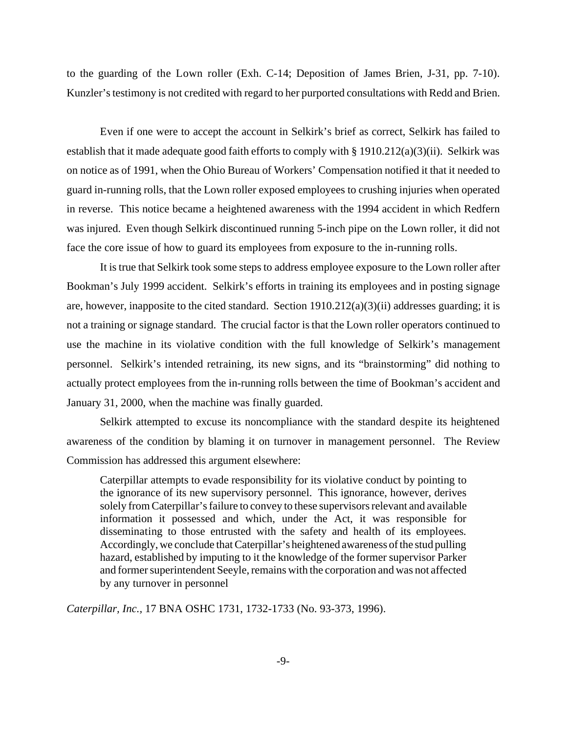to the guarding of the Lown roller (Exh. C-14; Deposition of James Brien, J-31, pp. 7-10). Kunzler's testimony is not credited with regard to her purported consultations with Redd and Brien.

Even if one were to accept the account in Selkirk's brief as correct, Selkirk has failed to establish that it made adequate good faith efforts to comply with § 1910.212(a)(3)(ii). Selkirk was on notice as of 1991, when the Ohio Bureau of Workers' Compensation notified it that it needed to guard in-running rolls, that the Lown roller exposed employees to crushing injuries when operated in reverse. This notice became a heightened awareness with the 1994 accident in which Redfern was injured. Even though Selkirk discontinued running 5-inch pipe on the Lown roller, it did not face the core issue of how to guard its employees from exposure to the in-running rolls.

It is true that Selkirk took some steps to address employee exposure to the Lown roller after Bookman's July 1999 accident. Selkirk's efforts in training its employees and in posting signage are, however, inapposite to the cited standard. Section 1910.212(a)(3)(ii) addresses guarding; it is not a training or signage standard. The crucial factor is that the Lown roller operators continued to use the machine in its violative condition with the full knowledge of Selkirk's management personnel. Selkirk's intended retraining, its new signs, and its "brainstorming" did nothing to actually protect employees from the in-running rolls between the time of Bookman's accident and January 31, 2000, when the machine was finally guarded.

Selkirk attempted to excuse its noncompliance with the standard despite its heightened awareness of the condition by blaming it on turnover in management personnel. The Review Commission has addressed this argument elsewhere:

> Caterpillar attempts to evade responsibility for its violative conduct by pointing to the ignorance of its new supervisory personnel. This ignorance, however, derives solely from Caterpillar's failure to convey to these supervisors relevant and available information it possessed and which, under the Act, it was responsible for disseminating to those entrusted with the safety and health of its employees. Accordingly, we conclude that Caterpillar's heightened awareness of the stud pulling hazard, established by imputing to it the knowledge of the former supervisor Parker and former superintendent Seeyle, remains with the corporation and was not affected by any turnover in personnel

*Caterpillar, Inc.*, 17 BNA OSHC 1731, 1732-1733 (No. 93-373, 1996).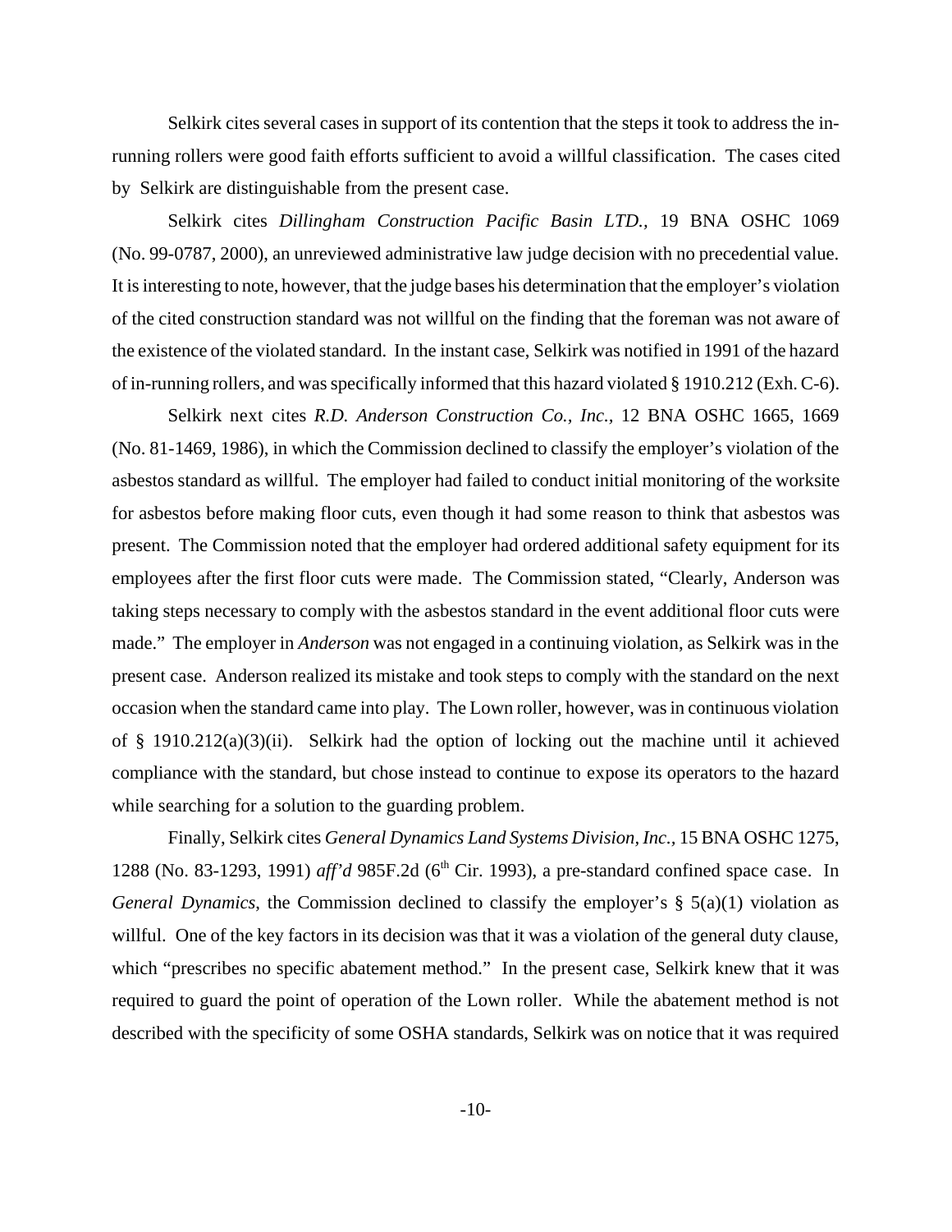Selkirk cites several cases in support of its contention that the steps it took to address the in-running rollers were good faith efforts sufficient to avoid a willful classification. The cases cited by Selkirk are distinguishable from the present case.

Selkirk cites *Dillingham Construction Pacific Basin LTD.*, 19 BNA OSHC 1069 (No. 99-0787, 2000), an unreviewed administrative law judge decision with no precedential value. It is interesting to note, however, that the judge bases his determination that the employer's violation of the cited construction standard was not willful on the finding that the foreman was not aware of the existence of the violated standard. In the instant case, Selkirk was notified in 1991 of the hazard of in-running rollers, and was specifically informed that this hazard violated § 1910.212 (Exh. C-6).

Selkirk next cites *R.D. Anderson Construction Co., Inc.*, 12 BNA OSHC 1665, 1669 (No. 81-1469, 1986), in which the Commission declined to classify the employer's violation of the asbestos standard as willful. The employer had failed to conduct initial monitoring of the worksite for asbestos before making floor cuts, even though it had some reason to think that asbestos was present. The Commission noted that the employer had ordered additional safety equipment for its employees after the first floor cuts were made. The Commission stated, "Clearly, Anderson was taking steps necessary to comply with the asbestos standard in the event additional floor cuts were made." The employer in *Anderson* was not engaged in a continuing violation, as Selkirk was in the present case. Anderson realized its mistake and took steps to comply with the standard on the next occasion when the standard came into play. The Lown roller, however, was in continuous violation of § 1910.212(a)(3)(ii). Selkirk had the option of locking out the machine until it achieved compliance with the standard, but chose instead to continue to expose its operators to the hazard while searching for a solution to the guarding problem.

Finally, Selkirk cites *General Dynamics Land Systems Division, Inc.*, 15 BNA OSHC 1275, 1288 (No. 83-1293, 1991) *aff'd* 985F.2d (6th Cir. 1993), a pre-standard confined space case. In *General Dynamics*, the Commission declined to classify the employer's § 5(a)(1) violation as willful. One of the key factors in its decision was that it was a violation of the general duty clause, which "prescribes no specific abatement method." In the present case, Selkirk knew that it was required to guard the point of operation of the Lown roller. While the abatement method is not described with the specificity of some OSHA standards, Selkirk was on notice that it was required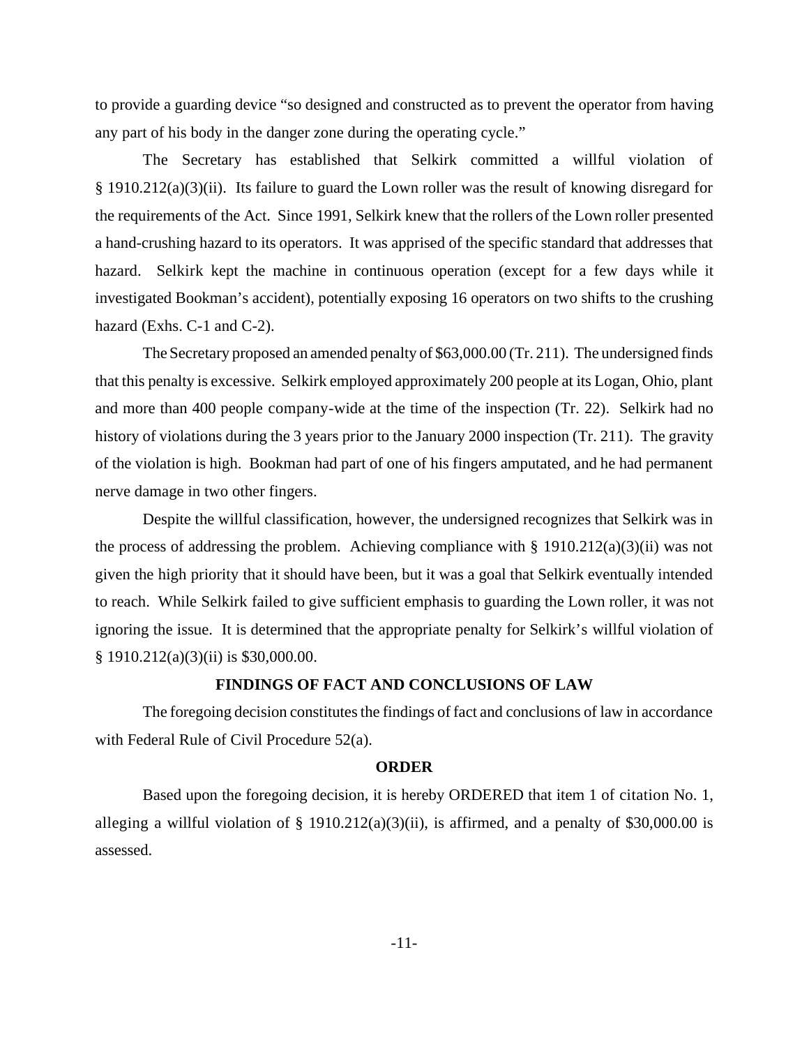to provide a guarding device "so designed and constructed as to prevent the operator from having any part of his body in the danger zone during the operating cycle."

The Secretary has established that Selkirk committed a willful violation of § 1910.212(a)(3)(ii). Its failure to guard the Lown roller was the result of knowing disregard for the requirements of the Act. Since 1991, Selkirk knew that the rollers of the Lown roller presented a hand-crushing hazard to its operators. It was apprised of the specific standard that addresses that hazard. Selkirk kept the machine in continuous operation (except for a few days while it investigated Bookman's accident), potentially exposing 16 operators on two shifts to the crushing hazard (Exhs. C-1 and C-2).

The Secretary proposed an amended penalty of $63,000.00 (Tr. 211). The undersigned finds that this penalty is excessive. Selkirk employed approximately 200 people at its Logan, Ohio, plant and more than 400 people company-wide at the time of the inspection (Tr. 22). Selkirk had no history of violations during the 3 years prior to the January 2000 inspection (Tr. 211). The gravity of the violation is high. Bookman had part of one of his fingers amputated, and he had permanent nerve damage in two other fingers.

Despite the willful classification, however, the undersigned recognizes that Selkirk was in the process of addressing the problem. Achieving compliance with § 1910.212(a)(3)(ii) was not given the high priority that it should have been, but it was a goal that Selkirk eventually intended to reach. While Selkirk failed to give sufficient emphasis to guarding the Lown roller, it was not ignoring the issue. It is determined that the appropriate penalty for Selkirk's willful violation of § 1910.212(a)(3)(ii) is $30,000.00.

## FINDINGS OF FACT AND CONCLUSIONS OF LAW

The foregoing decision constitutes the findings of fact and conclusions of law in accordance with Federal Rule of Civil Procedure 52(a).

## ORDER

Based upon the foregoing decision, it is hereby ORDERED that item 1 of citation No. 1, alleging a willful violation of § 1910.212(a)(3)(ii), is affirmed, and a penalty of $30,000.00 is assessed.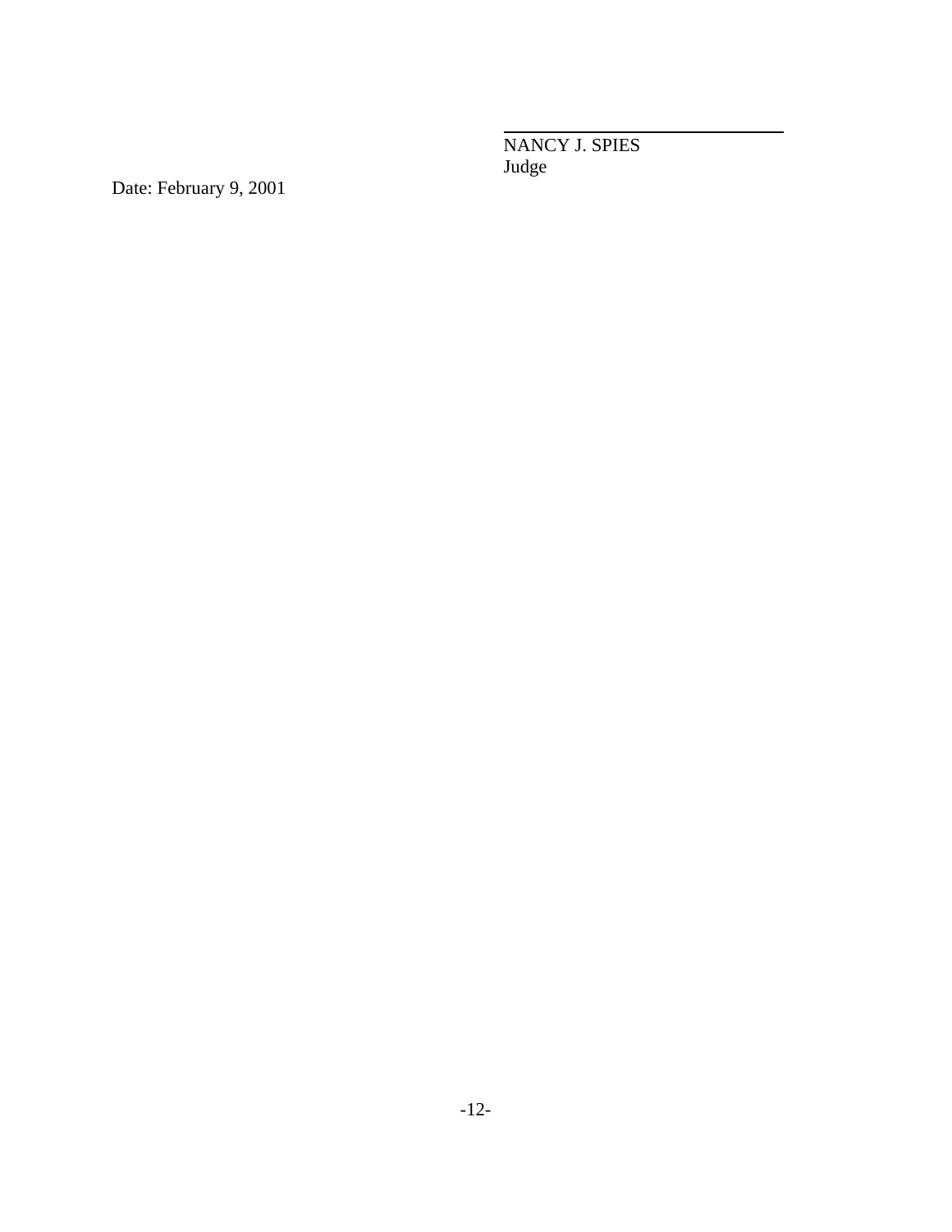NANCY J. SPIES
Judge

Date: February 9, 2001